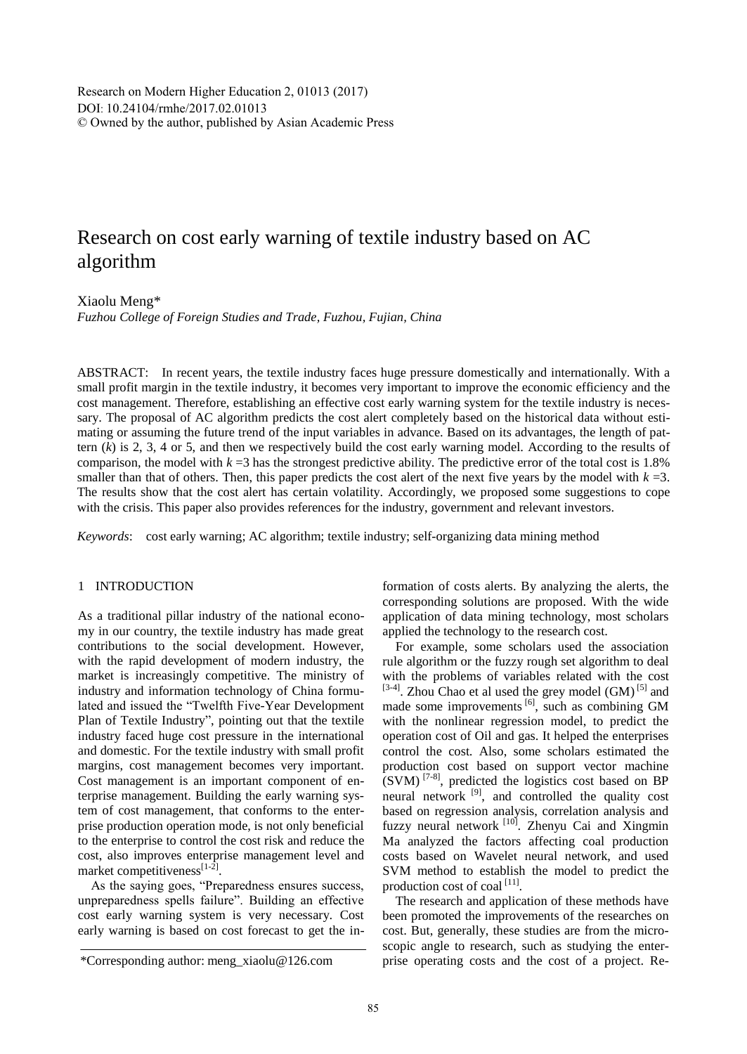Research on Modern Higher Education 2, 01013 (2017)
DOI: 10.24104/rmhe/2017.02.01013
© Owned by the author, published by Asian Academic Press

# Research on cost early warning of textile industry based on AC algorithm

Xiaolu Meng*

*Fuzhou College of Foreign Studies and Trade, Fuzhou, Fujian, China*

ABSTRACT: In recent years, the textile industry faces huge pressure domestically and internationally. With a small profit margin in the textile industry, it becomes very important to improve the economic efficiency and the cost management. Therefore, establishing an effective cost early warning system for the textile industry is necessary. The proposal of AC algorithm predicts the cost alert completely based on the historical data without estimating or assuming the future trend of the input variables in advance. Based on its advantages, the length of pattern ($k$) is 2, 3, 4 or 5, and then we respectively build the cost early warning model. According to the results of comparison, the model with $k$ =3 has the strongest predictive ability. The predictive error of the total cost is 1.8% smaller than that of others. Then, this paper predicts the cost alert of the next five years by the model with $k$ =3. The results show that the cost alert has certain volatility. Accordingly, we proposed some suggestions to cope with the crisis. This paper also provides references for the industry, government and relevant investors.

*Keywords*: cost early warning; AC algorithm; textile industry; self-organizing data mining method

## 1 INTRODUCTION

As a traditional pillar industry of the national economy in our country, the textile industry has made great contributions to the social development. However, with the rapid development of modern industry, the market is increasingly competitive. The ministry of industry and information technology of China formulated and issued the "Twelfth Five-Year Development Plan of Textile Industry", pointing out that the textile industry faced huge cost pressure in the international and domestic. For the textile industry with small profit margins, cost management becomes very important. Cost management is an important component of enterprise management. Building the early warning system of cost management, that conforms to the enterprise production operation mode, is not only beneficial to the enterprise to control the cost risk and reduce the cost, also improves enterprise management level and market competitiveness[1-2].

As the saying goes, "Preparedness ensures success, unpreparedness spells failure". Building an effective cost early warning system is very necessary. Cost early warning is based on cost forecast to get the information of costs alerts. By analyzing the alerts, the corresponding solutions are proposed. With the wide application of data mining technology, most scholars applied the technology to the research cost.

For example, some scholars used the association rule algorithm or the fuzzy rough set algorithm to deal with the problems of variables related with the cost [3-4]. Zhou Chao et al used the grey model (GM) [5] and made some improvements [6], such as combining GM with the nonlinear regression model, to predict the operation cost of Oil and gas. It helped the enterprises control the cost. Also, some scholars estimated the production cost based on support vector machine (SVM) [7-8], predicted the logistics cost based on BP neural network [9], and controlled the quality cost based on regression analysis, correlation analysis and fuzzy neural network [10]. Zhenyu Cai and Xingmin Ma analyzed the factors affecting coal production costs based on Wavelet neural network, and used SVM method to establish the model to predict the production cost of coal [11].

The research and application of these methods have been promoted the improvements of the researches on cost. But, generally, these studies are from the microscopic angle to research, such as studying the enterprise operating costs and the cost of a project. Re-

*Corresponding author: meng_xiaolu@126.com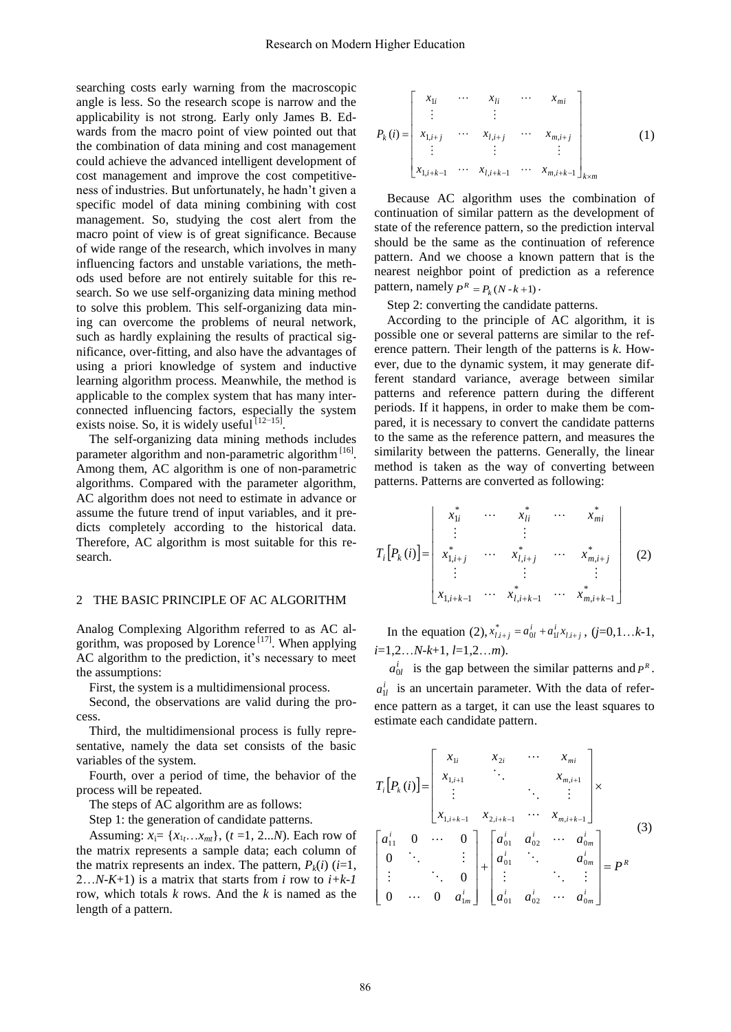searching costs early warning from the macroscopic angle is less. So the research scope is narrow and the applicability is not strong. Early only James B. Edwards from the macro point of view pointed out that the combination of data mining and cost management could achieve the advanced intelligent development of cost management and improve the cost competitiveness of industries. But unfortunately, he hadn't given a specific model of data mining combining with cost management. So, studying the cost alert from the macro point of view is of great significance. Because of wide range of the research, which involves in many influencing factors and unstable variations, the methods used before are not entirely suitable for this research. So we use self-organizing data mining method to solve this problem. This self-organizing data mining can overcome the problems of neural network, such as hardly explaining the results of practical significance, over-fitting, and also have the advantages of using a priori knowledge of system and inductive learning algorithm process. Meanwhile, the method is applicable to the complex system that has many interconnected influencing factors, especially the system exists noise. So, it is widely useful [12–15].

The self-organizing data mining methods includes parameter algorithm and non-parametric algorithm [16]. Among them, AC algorithm is one of non-parametric algorithms. Compared with the parameter algorithm, AC algorithm does not need to estimate in advance or assume the future trend of input variables, and it predicts completely according to the historical data. Therefore, AC algorithm is most suitable for this research.

## 2 THE BASIC PRINCIPLE OF AC ALGORITHM

Analog Complexing Algorithm referred to as AC algorithm, was proposed by Lorence [17]. When applying AC algorithm to the prediction, it's necessary to meet the assumptions:

First, the system is a multidimensional process.

Second, the observations are valid during the process.

Third, the multidimensional process is fully representative, namely the data set consists of the basic variables of the system.

Fourth, over a period of time, the behavior of the process will be repeated.

The steps of AC algorithm are as follows:

Step 1: the generation of candidate patterns.

Assuming: $x_i = \{x_{1t} \ldots x_{mt}\}$, ($t$ =1, 2...$N$). Each row of the matrix represents a sample data; each column of the matrix represents an index. The pattern, $P_k(i)$ ($i$=1, 2…$N$-$K$+1) is a matrix that starts from $i$ row to $i+k-1$ row, which totals $k$ rows. And the $k$ is named as the length of a pattern.

$$P_k(i) = \begin{bmatrix} x_{1i} & \cdots & x_{li} & \cdots & x_{mi} \\ \vdots & & \vdots & & \\ x_{1,i+j} & \cdots & x_{l,i+j} & \cdots & x_{m,i+j} \\ \vdots & & \vdots & & \vdots \\ x_{1,i+k-1} & \cdots & x_{l,i+k-1} & \cdots & x_{m,i+k-1} \end{bmatrix}_{k \times m} \quad (1)$$

Because AC algorithm uses the combination of continuation of similar pattern as the development of state of the reference pattern, so the prediction interval should be the same as the continuation of reference pattern. And we choose a known pattern that is the nearest neighbor point of prediction as a reference pattern, namely $P^R = P_k(N-k+1)$.

Step 2: converting the candidate patterns.

According to the principle of AC algorithm, it is possible one or several patterns are similar to the reference pattern. Their length of the patterns is $k$. However, due to the dynamic system, it may generate different standard variance, average between similar patterns and reference pattern during the different periods. If it happens, in order to make them be compared, it is necessary to convert the candidate patterns to the same as the reference pattern, and measures the similarity between the patterns. Generally, the linear method is taken as the way of converting between patterns. Patterns are converted as following:

$$T_i[P_k(i)] = \begin{bmatrix} x_{1i}^* & \cdots & x_{li}^* & \cdots & x_{mi}^* \\ \vdots & & \vdots & & \\ x_{1,i+j}^* & \cdots & x_{l,i+j}^* & \cdots & x_{m,i+j}^* \\ \vdots & & \vdots & & \vdots \\ x_{1,i+k-1} & \cdots & x_{l,i+k-1}^* & \cdots & x_{m,i+k-1}^* \end{bmatrix} \quad (2)$$

In the equation (2), $x_{l,i+j}^* = a_{0l}^i + a_{1l}^i x_{l,i+j}$, ($j$=0,1…$k$-1, $i$=1,2…$N$-$k$+1, $l$=1,2…$m$).

$a_{0l}^i$ is the gap between the similar patterns and $P^R$. $a_{1l}^i$ is an uncertain parameter. With the data of reference pattern as a target, it can use the least squares to estimate each candidate pattern.

$$T_i[P_k(i)] = \begin{bmatrix} x_{1i} & x_{2i} & \cdots & x_{mi} \\ x_{1,i+1} & \ddots & & x_{m,i+1} \\ \vdots & & \ddots & \vdots \\ x_{1,i+k-1} & x_{2,i+k-1} & \cdots & x_{m,i+k-1} \end{bmatrix} \times \begin{bmatrix} a_{11}^i & 0 & \cdots & 0 \\ 0 & \ddots & & \vdots \\ \vdots & & \ddots & 0 \\ 0 & \cdots & 0 & a_{1m}^i \end{bmatrix} + \begin{bmatrix} a_{01}^i & a_{02}^i & \cdots & a_{0m}^i \\ a_{01}^i & \ddots & & a_{0m}^i \\ \vdots & & \ddots & \vdots \\ a_{01}^i & a_{02}^i & \cdots & a_{0m}^i \end{bmatrix} = P^R \quad (3)$$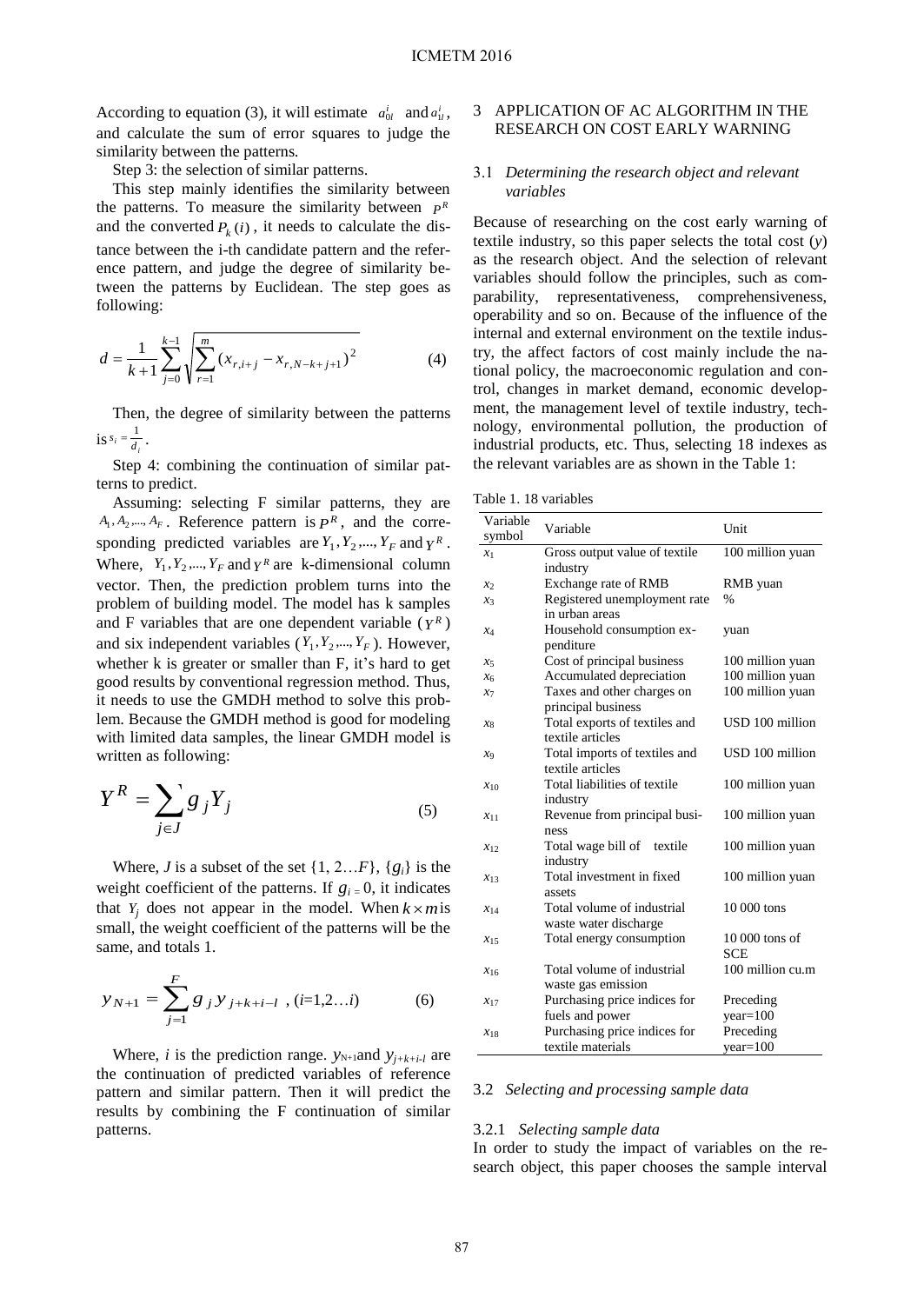According to equation (3), it will estimate $a_{0l}^{i}$ and $a_{1l}^{i}$, and calculate the sum of error squares to judge the similarity between the patterns.

Step 3: the selection of similar patterns.

This step mainly identifies the similarity between the patterns. To measure the similarity between $P^R$ and the converted $P_k(i)$, it needs to calculate the distance between the i-th candidate pattern and the reference pattern, and judge the degree of similarity between the patterns by Euclidean. The step goes as following:

$$d = \frac{1}{k+1}\sum_{j=0}^{k-1}\sqrt{\sum_{r=1}^{m}(x_{r,i+j} - x_{r,N-k+j+1})^2} \tag{4}$$

Then, the degree of similarity between the patterns is $s_i = \frac{1}{d_i}$.

Step 4: combining the continuation of similar patterns to predict.

Assuming: selecting F similar patterns, they are $A_1, A_2, ..., A_F$. Reference pattern is $P^R$, and the corresponding predicted variables are $Y_1, Y_2, ..., Y_F$ and $Y^R$. Where, $Y_1, Y_2, ..., Y_F$ and $Y^R$ are k-dimensional column vector. Then, the prediction problem turns into the problem of building model. The model has k samples and F variables that are one dependent variable ($Y^R$) and six independent variables ($Y_1, Y_2, ..., Y_F$). However, whether k is greater or smaller than F, it's hard to get good results by conventional regression method. Thus, it needs to use the GMDH method to solve this problem. Because the GMDH method is good for modeling with limited data samples, the linear GMDH model is written as following:

$$Y^R = \sum_{j \in J} g_j Y_j \tag{5}$$

Where, $J$ is a subset of the set {1, 2…$F$}, {$g_i$} is the weight coefficient of the patterns. If $g_i = 0$, it indicates that $Y_j$ does not appear in the model. When $k \times m$ is small, the weight coefficient of the patterns will be the same, and totals 1.

$$y_{N+1} = \sum_{j=1}^{F} g_j y_{j+k+i-l} \text{ , } (i=1,2\ldots i) \tag{6}$$

Where, $i$ is the prediction range. $y_{N+1}$ and $y_{j+k+i-l}$ are the continuation of predicted variables of reference pattern and similar pattern. Then it will predict the results by combining the F continuation of similar patterns.

## 3 APPLICATION OF AC ALGORITHM IN THE RESEARCH ON COST EARLY WARNING

### 3.1 *Determining the research object and relevant variables*

Because of researching on the cost early warning of textile industry, so this paper selects the total cost ($y$) as the research object. And the selection of relevant variables should follow the principles, such as comparability, representativeness, comprehensiveness, operability and so on. Because of the influence of the internal and external environment on the textile industry, the affect factors of cost mainly include the national policy, the macroeconomic regulation and control, changes in market demand, economic development, the management level of textile industry, technology, environmental pollution, the production of industrial products, etc. Thus, selecting 18 indexes as the relevant variables are as shown in the Table 1:

Table 1. 18 variables

| Variable symbol | Variable | Unit |
|---|---|---|
| $x_1$ | Gross output value of textile industry | 100 million yuan |
| $x_2$ | Exchange rate of RMB | RMB yuan |
| $x_3$ | Registered unemployment rate in urban areas | % |
| $x_4$ | Household consumption expenditure | yuan |
| $x_5$ | Cost of principal business | 100 million yuan |
| $x_6$ | Accumulated depreciation | 100 million yuan |
| $x_7$ | Taxes and other charges on principal business | 100 million yuan |
| $x_8$ | Total exports of textiles and textile articles | USD 100 million |
| $x_9$ | Total imports of textiles and textile articles | USD 100 million |
| $x_{10}$ | Total liabilities of textile industry | 100 million yuan |
| $x_{11}$ | Revenue from principal business | 100 million yuan |
| $x_{12}$ | Total wage bill of textile industry | 100 million yuan |
| $x_{13}$ | Total investment in fixed assets | 100 million yuan |
| $x_{14}$ | Total volume of industrial waste water discharge | 10 000 tons |
| $x_{15}$ | Total energy consumption | 10 000 tons of SCE |
| $x_{16}$ | Total volume of industrial waste gas emission | 100 million cu.m |
| $x_{17}$ | Purchasing price indices for fuels and power | Preceding year=100 |
| $x_{18}$ | Purchasing price indices for textile materials | Preceding year=100 |

### 3.2 *Selecting and processing sample data*

#### 3.2.1 *Selecting sample data*

In order to study the impact of variables on the research object, this paper chooses the sample interval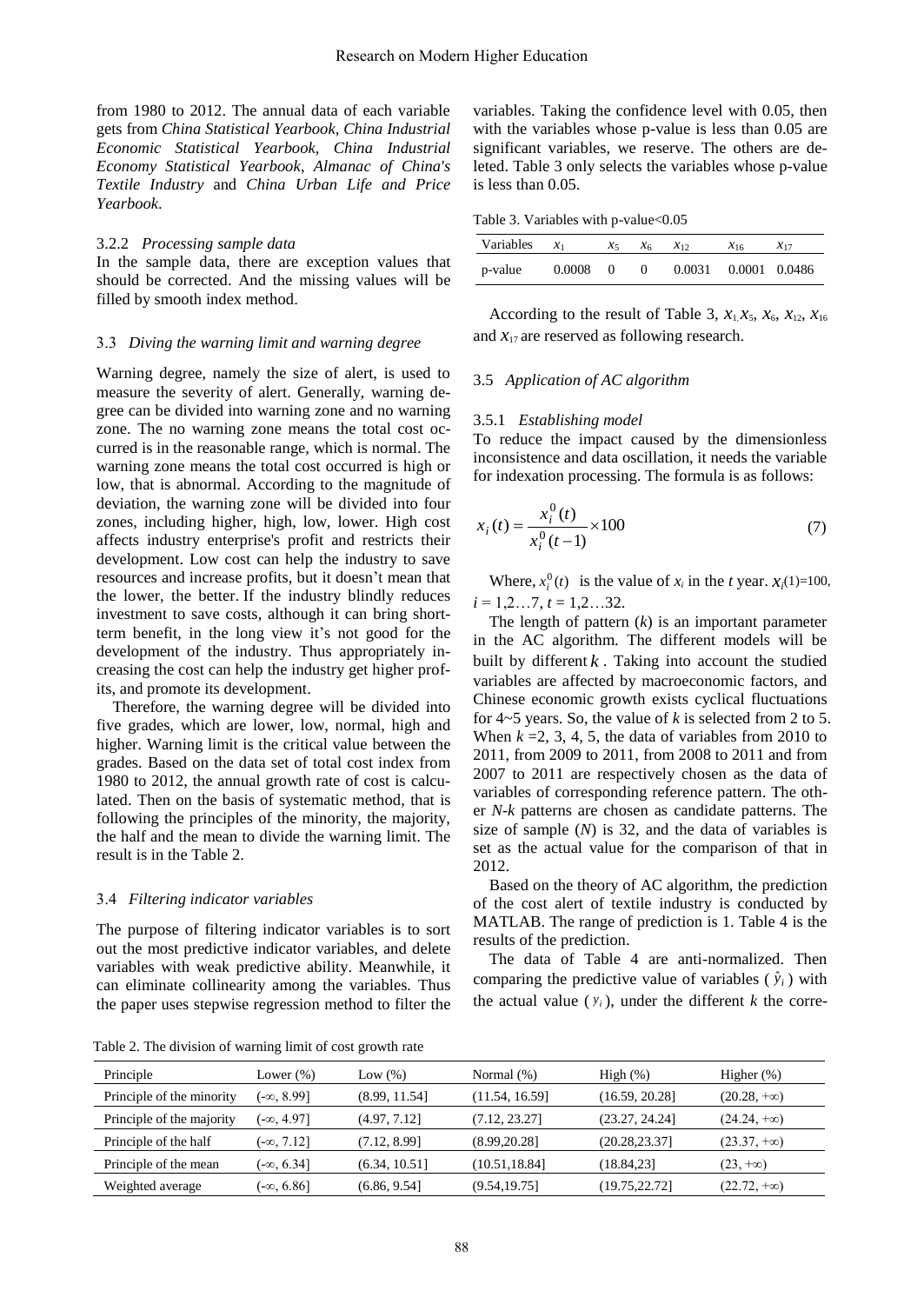from 1980 to 2012. The annual data of each variable gets from *China Statistical Yearbook*, *China Industrial Economic Statistical Yearbook*, *China Industrial Economy Statistical Yearbook*, *Almanac of China's Textile Industry* and *China Urban Life and Price Yearbook*.

#### 3.2.2 *Processing sample data*

In the sample data, there are exception values that should be corrected. And the missing values will be filled by smooth index method.

### 3.3 *Diving the warning limit and warning degree*

Warning degree, namely the size of alert, is used to measure the severity of alert. Generally, warning degree can be divided into warning zone and no warning zone. The no warning zone means the total cost occurred is in the reasonable range, which is normal. The warning zone means the total cost occurred is high or low, that is abnormal. According to the magnitude of deviation, the warning zone will be divided into four zones, including higher, high, low, lower. High cost affects industry enterprise's profit and restricts their development. Low cost can help the industry to save resources and increase profits, but it doesn't mean that the lower, the better. If the industry blindly reduces investment to save costs, although it can bring short-term benefit, in the long view it's not good for the development of the industry. Thus appropriately increasing the cost can help the industry get higher profits, and promote its development.

Therefore, the warning degree will be divided into five grades, which are lower, low, normal, high and higher. Warning limit is the critical value between the grades. Based on the data set of total cost index from 1980 to 2012, the annual growth rate of cost is calculated. Then on the basis of systematic method, that is following the principles of the minority, the majority, the half and the mean to divide the warning limit. The result is in the Table 2.

### 3.4 *Filtering indicator variables*

The purpose of filtering indicator variables is to sort out the most predictive indicator variables, and delete variables with weak predictive ability. Meanwhile, it can eliminate collinearity among the variables. Thus the paper uses stepwise regression method to filter the variables. Taking the confidence level with 0.05, then with the variables whose p-value is less than 0.05 are significant variables, we reserve. The others are deleted. Table 3 only selects the variables whose p-value is less than 0.05.

Table 3. Variables with p-value<0.05

| Variables | $x_1$ | $x_5$ | $x_6$ | $x_{12}$ | $x_{16}$ | $x_{17}$ |
|---|---|---|---|---|---|---|
| p-value | 0.0008 | 0 | 0 | 0.0031 | 0.0001 | 0.0486 |

According to the result of Table 3, $x_1$, $x_5$, $x_6$, $x_{12}$, $x_{16}$ and $x_{17}$ are reserved as following research.

### 3.5 *Application of AC algorithm*

#### 3.5.1 *Establishing model*

To reduce the impact caused by the dimensionless inconsistence and data oscillation, it needs the variable for indexation processing. The formula is as follows:

$$x_i(t) = \frac{x_i^0(t)}{x_i^0(t-1)} \times 100 \tag{7}$$

Where, $x_i^0(t)$ is the value of $x_i$ in the $t$ year. $x_i(1)=100$, $i = 1,2\ldots7$, $t = 1,2\ldots32$.

The length of pattern ($k$) is an important parameter in the AC algorithm. The different models will be built by different $k$. Taking into account the studied variables are affected by macroeconomic factors, and Chinese economic growth exists cyclical fluctuations for 4~5 years. So, the value of $k$ is selected from 2 to 5. When $k$ =2, 3, 4, 5, the data of variables from 2010 to 2011, from 2009 to 2011, from 2008 to 2011 and from 2007 to 2011 are respectively chosen as the data of variables of corresponding reference pattern. The other $N$-$k$ patterns are chosen as candidate patterns. The size of sample ($N$) is 32, and the data of variables is set as the actual value for the comparison of that in 2012.

Based on the theory of AC algorithm, the prediction of the cost alert of textile industry is conducted by MATLAB. The range of prediction is 1. Table 4 is the results of the prediction.

The data of Table 4 are anti-normalized. Then comparing the predictive value of variables ($\hat{y}_i$) with the actual value ($y_i$), under the different $k$ the corre-

Table 2. The division of warning limit of cost growth rate

| Principle | Lower (%) | Low (%) | Normal (%) | High (%) | Higher (%) |
|---|---|---|---|---|---|
| Principle of the minority | (-∞, 8.99] | (8.99, 11.54] | (11.54, 16.59] | (16.59, 20.28] | (20.28, +∞) |
| Principle of the majority | (-∞, 4.97] | (4.97, 7.12] | (7.12, 23.27] | (23.27, 24.24] | (24.24, +∞) |
| Principle of the half | (-∞, 7.12] | (7.12, 8.99] | (8.99,20.28] | (20.28,23.37] | (23.37, +∞) |
| Principle of the mean | (-∞, 6.34] | (6.34, 10.51] | (10.51,18.84] | (18.84,23] | (23, +∞) |
| Weighted average | (-∞, 6.86] | (6.86, 9.54] | (9.54,19.75] | (19.75,22.72] | (22.72, +∞) |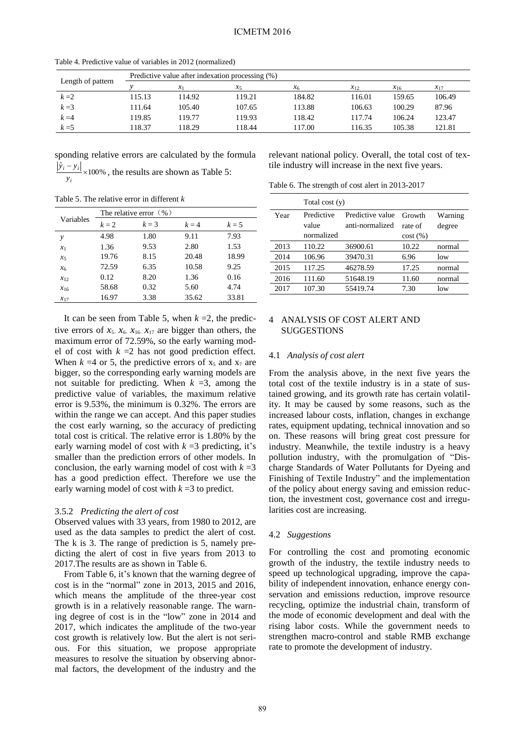Table 4. Predictive value of variables in 2012 (normalized)

| Length of pattern | Predictive value after indexation processing (%) | | | | | | |
|---|---|---|---|---|---|---|---|
| | $y$ | $x_1$ | $x_5$ | $x_6$ | $x_{12}$ | $x_{16}$ | $x_{17}$ |
| $k$ =2 | 115.13 | 114.92 | 119.21 | 184.82 | 116.01 | 159.65 | 106.49 |
| $k$ =3 | 111.64 | 105.40 | 107.65 | 113.88 | 106.63 | 100.29 | 87.96 |
| $k$ =4 | 119.85 | 119.77 | 119.93 | 118.42 | 117.74 | 106.24 | 123.47 |
| $k$ =5 | 118.37 | 118.29 | 118.44 | 117.00 | 116.35 | 105.38 | 121.81 |

sponding relative errors are calculated by the formula $\frac{|\hat{y}_i - y_i|}{y_i} \times 100\%$, the results are shown as Table 5:

Table 5. The relative error in different $k$

| Variables | The relative error（%） | | | |
|---|---|---|---|---|
| | $k$ = 2 | $k$ = 3 | $k$ = 4 | $k$ = 5 |
| $y$ | 4.98 | 1.80 | 9.11 | 7.93 |
| $x_1$ | 1.36 | 9.53 | 2.80 | 1.53 |
| $x_5$ | 19.76 | 8.15 | 20.48 | 18.99 |
| $x_6$ | 72.59 | 6.35 | 10.58 | 9.25 |
| $x_{12}$ | 0.12 | 8.20 | 1.36 | 0.16 |
| $x_{16}$ | 58.68 | 0.32 | 5.60 | 4.74 |
| $x_{17}$ | 16.97 | 3.38 | 35.62 | 33.81 |

It can be seen from Table 5, when $k$ =2, the predictive errors of $x_5$, $x_6$, $x_{16}$, $x_{17}$ are bigger than others, the maximum error of 72.59%, so the early warning model of cost with $k$ =2 has not good prediction effect. When $k$ =4 or 5, the predictive errors of $x_5$ and $x_7$ are bigger, so the corresponding early warning models are not suitable for predicting. When $k$ =3, among the predictive value of variables, the maximum relative error is 9.53%, the minimum is 0.32%. The errors are within the range we can accept. And this paper studies the cost early warning, so the accuracy of predicting total cost is critical. The relative error is 1.80% by the early warning model of cost with $k$ =3 predicting, it's smaller than the prediction errors of other models. In conclusion, the early warning model of cost with $k$ =3 has a good prediction effect. Therefore we use the early warning model of cost with $k$ =3 to predict.

### 3.5.2 *Predicting the alert of cost*

Observed values with 33 years, from 1980 to 2012, are used as the data samples to predict the alert of cost. The k is 3. The range of prediction is 5, namely predicting the alert of cost in five years from 2013 to 2017.The results are as shown in Table 6.

From Table 6, it's known that the warning degree of cost is in the "normal" zone in 2013, 2015 and 2016, which means the amplitude of the three-year cost growth is in a relatively reasonable range. The warning degree of cost is in the "low" zone in 2014 and 2017, which indicates the amplitude of the two-year cost growth is relatively low. But the alert is not serious. For this situation, we propose appropriate measures to resolve the situation by observing abnormal factors, the development of the industry and the relevant national policy. Overall, the total cost of textile industry will increase in the next five years.

Table 6. The strength of cost alert in 2013-2017

| Year | Total cost (y) | | | |
|---|---|---|---|---|
| | Predictive value normalized | Predictive value anti-normalized | Growth rate of cost (%) | Warning degree |
| 2013 | 110.22 | 36900.61 | 10.22 | normal |
| 2014 | 106.96 | 39470.31 | 6.96 | low |
| 2015 | 117.25 | 46278.59 | 17.25 | normal |
| 2016 | 111.60 | 51648.19 | 11.60 | normal |
| 2017 | 107.30 | 55419.74 | 7.30 | low |

## 4 ANALYSIS OF COST ALERT AND SUGGESTIONS

### 4.1 *Analysis of cost alert*

From the analysis above, in the next five years the total cost of the textile industry is in a state of sustained growing, and its growth rate has certain volatility. It may be caused by some reasons, such as the increased labour costs, inflation, changes in exchange rates, equipment updating, technical innovation and so on. These reasons will bring great cost pressure for industry. Meanwhile, the textile industry is a heavy pollution industry, with the promulgation of "Discharge Standards of Water Pollutants for Dyeing and Finishing of Textile Industry" and the implementation of the policy about energy saving and emission reduction, the investment cost, governance cost and irregularities cost are increasing.

### 4.2 *Suggestions*

For controlling the cost and promoting economic growth of the industry, the textile industry needs to speed up technological upgrading, improve the capability of independent innovation, enhance energy conservation and emissions reduction, improve resource recycling, optimize the industrial chain, transform of the mode of economic development and deal with the rising labor costs. While the government needs to strengthen macro-control and stable RMB exchange rate to promote the development of industry.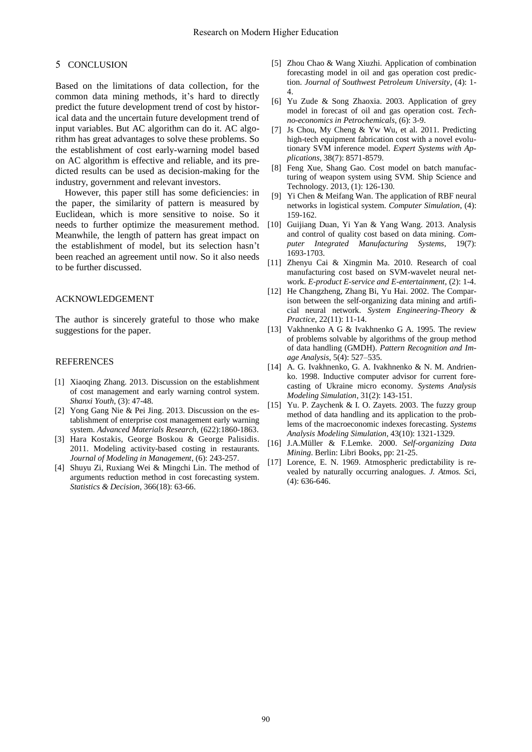## 5 CONCLUSION

Based on the limitations of data collection, for the common data mining methods, it's hard to directly predict the future development trend of cost by historical data and the uncertain future development trend of input variables. But AC algorithm can do it. AC algorithm has great advantages to solve these problems. So the establishment of cost early-warning model based on AC algorithm is effective and reliable, and its predicted results can be used as decision-making for the industry, government and relevant investors.

However, this paper still has some deficiencies: in the paper, the similarity of pattern is measured by Euclidean, which is more sensitive to noise. So it needs to further optimize the measurement method. Meanwhile, the length of pattern has great impact on the establishment of model, but its selection hasn't been reached an agreement until now. So it also needs to be further discussed.

## ACKNOWLEDGEMENT

The author is sincerely grateful to those who make suggestions for the paper.

## REFERENCES

[1] Xiaoqing Zhang. 2013. Discussion on the establishment of cost management and early warning control system. *Shanxi Youth*, (3): 47-48.

[2] Yong Gang Nie & Pei Jing. 2013. Discussion on the establishment of enterprise cost management early warning system. *Advanced Materials Research*, (622):1860-1863.

[3] Hara Kostakis, George Boskou & George Palisidis. 2011. Modeling activity-based costing in restaurants. *Journal of Modeling in Management*, (6): 243-257.

[4] Shuyu Zi, Ruxiang Wei & Mingchi Lin. The method of arguments reduction method in cost forecasting system. *Statistics & Decision*, 366(18): 63-66.

[5] Zhou Chao & Wang Xiuzhi. Application of combination forecasting model in oil and gas operation cost prediction. *Journal of Southwest Petroleum University*, (4): 1-4.

[6] Yu Zude & Song Zhaoxia. 2003. Application of grey model in forecast of oil and gas operation cost. *Techno-economics in Petrochemicals*, (6): 3-9.

[7] Js Chou, My Cheng & Yw Wu, et al. 2011. Predicting high-tech equipment fabrication cost with a novel evolutionary SVM inference model. *Expert Systems with Applications*, 38(7): 8571-8579.

[8] Feng Xue, Shang Gao. Cost model on batch manufacturing of weapon system using SVM. Ship Science and Technology. 2013, (1): 126-130.

[9] Yi Chen & Meifang Wan. The application of RBF neural networks in logistical system. *Computer Simulation*, (4): 159-162.

[10] Guijiang Duan, Yi Yan & Yang Wang. 2013. Analysis and control of quality cost based on data mining. *Computer Integrated Manufacturing Systems*, 19(7): 1693-1703.

[11] Zhenyu Cai & Xingmin Ma. 2010. Research of coal manufacturing cost based on SVM-wavelet neural network. *E-product E-service and E-entertainment*, (2): 1-4.

[12] He Changzheng, Zhang Bi, Yu Hai. 2002. The Comparison between the self-organizing data mining and artificial neural network. *System Engineering-Theory & Practice*, 22(11): 11-14.

[13] Vakhnenko A G & Ivakhnenko G A. 1995. The review of problems solvable by algorithms of the group method of data handling (GMDH). *Pattern Recognition and Image Analysis*, 5(4): 527–535.

[14] A. G. Ivakhnenko, G. A. Ivakhnenko & N. M. Andrienko. 1998. Inductive computer advisor for current forecasting of Ukraine micro economy. *Systems Analysis Modeling Simulation*, 31(2): 143-151.

[15] Yu. P. Zaychenk & I. O. Zayets. 2003. The fuzzy group method of data handling and its application to the problems of the macroeconomic indexes forecasting. *Systems Analysis Modeling Simulation*, 43(10): 1321-1329.

[16] J.A.Müller & F.Lemke. 2000. *Self-organizing Data Mining*. Berlin: Libri Books, pp: 21-25.

[17] Lorence, E. N. 1969. Atmospheric predictability is revealed by naturally occurring analogues. *J. Atmos. Sc*i, (4): 636-646.